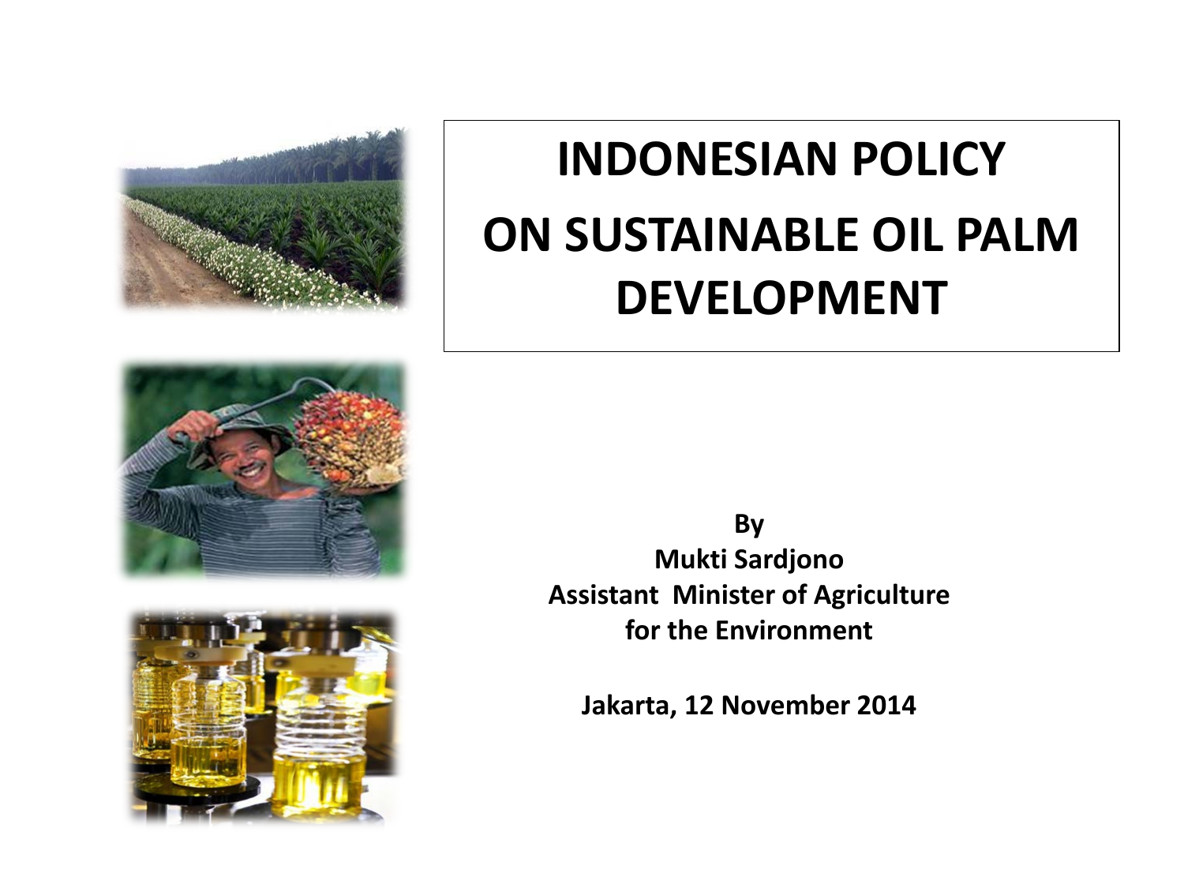# INDONESIAN POLICY ON SUSTAINABLE OIL PALM DEVELOPMENT

**By**
**Mukti Sardjono**
**Assistant Minister of Agriculture for the Environment**

**Jakarta, 12 November 2014**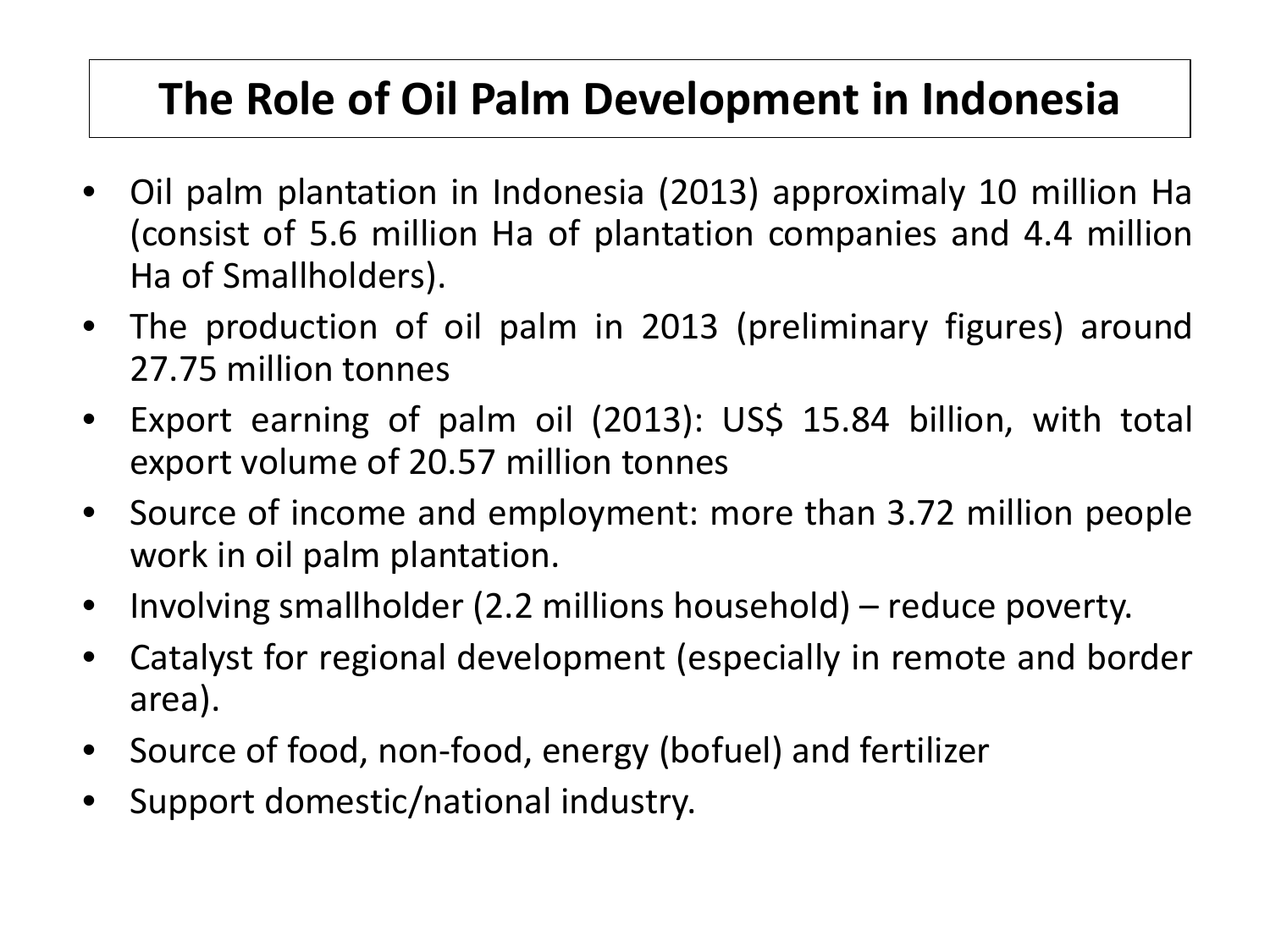# The Role of Oil Palm Development in Indonesia

- Oil palm plantation in Indonesia (2013) approximaly 10 million Ha (consist of 5.6 million Ha of plantation companies and 4.4 million Ha of Smallholders).
- The production of oil palm in 2013 (preliminary figures) around 27.75 million tonnes
- Export earning of palm oil (2013): US$ 15.84 billion, with total export volume of 20.57 million tonnes
- Source of income and employment: more than 3.72 million people work in oil palm plantation.
- Involving smallholder (2.2 millions household) – reduce poverty.
- Catalyst for regional development (especially in remote and border area).
- Source of food, non-food, energy (bofuel) and fertilizer
- Support domestic/national industry.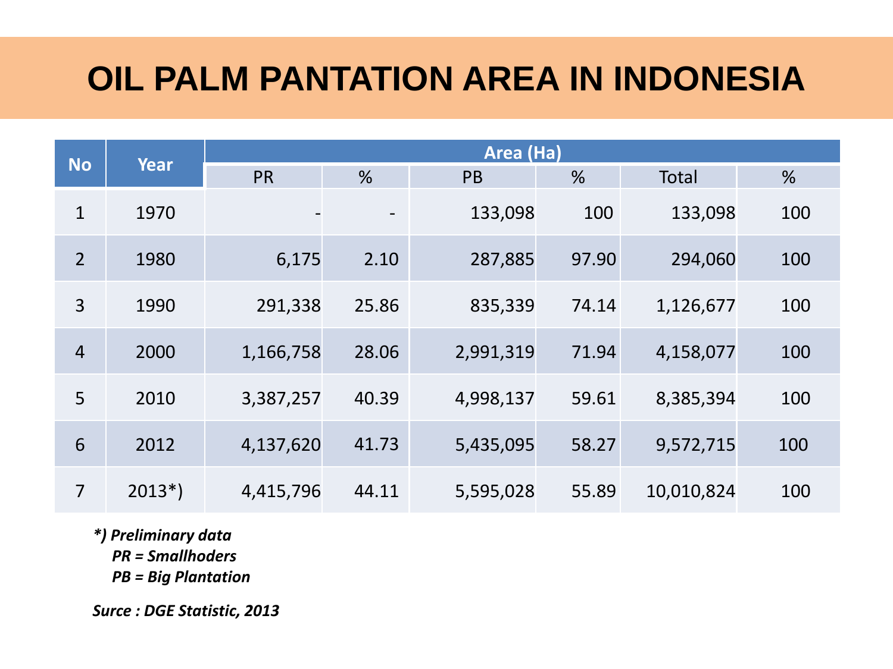# OIL PALM PANTATION AREA IN INDONESIA

| No | Year | Area (Ha) | | | | | |
|---|---|---|---|---|---|---|---|
| | | PR | % | PB | % | Total | % |
| 1 | 1970 | - | - | 133,098 | 100 | 133,098 | 100 |
| 2 | 1980 | 6,175 | 2.10 | 287,885 | 97.90 | 294,060 | 100 |
| 3 | 1990 | 291,338 | 25.86 | 835,339 | 74.14 | 1,126,677 | 100 |
| 4 | 2000 | 1,166,758 | 28.06 | 2,991,319 | 71.94 | 4,158,077 | 100 |
| 5 | 2010 | 3,387,257 | 40.39 | 4,998,137 | 59.61 | 8,385,394 | 100 |
| 6 | 2012 | 4,137,620 | 41.73 | 5,435,095 | 58.27 | 9,572,715 | 100 |
| 7 | 2013*) | 4,415,796 | 44.11 | 5,595,028 | 55.89 | 10,010,824 | 100 |

***) Preliminary data***
***PR = Smallhoders***
***PB = Big Plantation***

***Surce : DGE Statistic, 2013***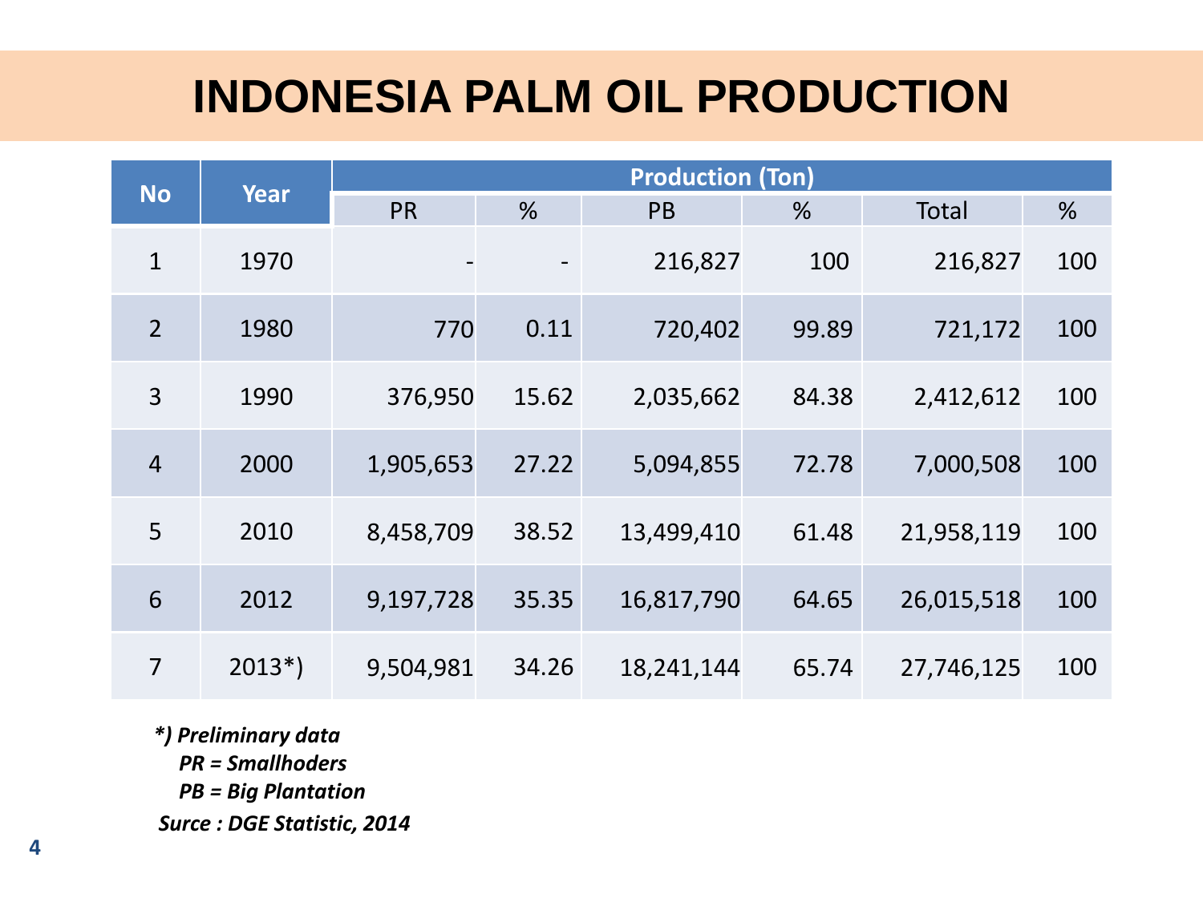# INDONESIA PALM OIL PRODUCTION

| No | Year | Production (Ton) | | | | | |
|---|---|---|---|---|---|---|---|
| | | PR | % | PB | % | Total | % |
| 1 | 1970 | - | - | 216,827 | 100 | 216,827 | 100 |
| 2 | 1980 | 770 | 0.11 | 720,402 | 99.89 | 721,172 | 100 |
| 3 | 1990 | 376,950 | 15.62 | 2,035,662 | 84.38 | 2,412,612 | 100 |
| 4 | 2000 | 1,905,653 | 27.22 | 5,094,855 | 72.78 | 7,000,508 | 100 |
| 5 | 2010 | 8,458,709 | 38.52 | 13,499,410 | 61.48 | 21,958,119 | 100 |
| 6 | 2012 | 9,197,728 | 35.35 | 16,817,790 | 64.65 | 26,015,518 | 100 |
| 7 | 2013*) | 9,504,981 | 34.26 | 18,241,144 | 65.74 | 27,746,125 | 100 |

***) Preliminary data***
***PR = Smallhoders***
***PB = Big Plantation***

***Surce : DGE Statistic, 2014***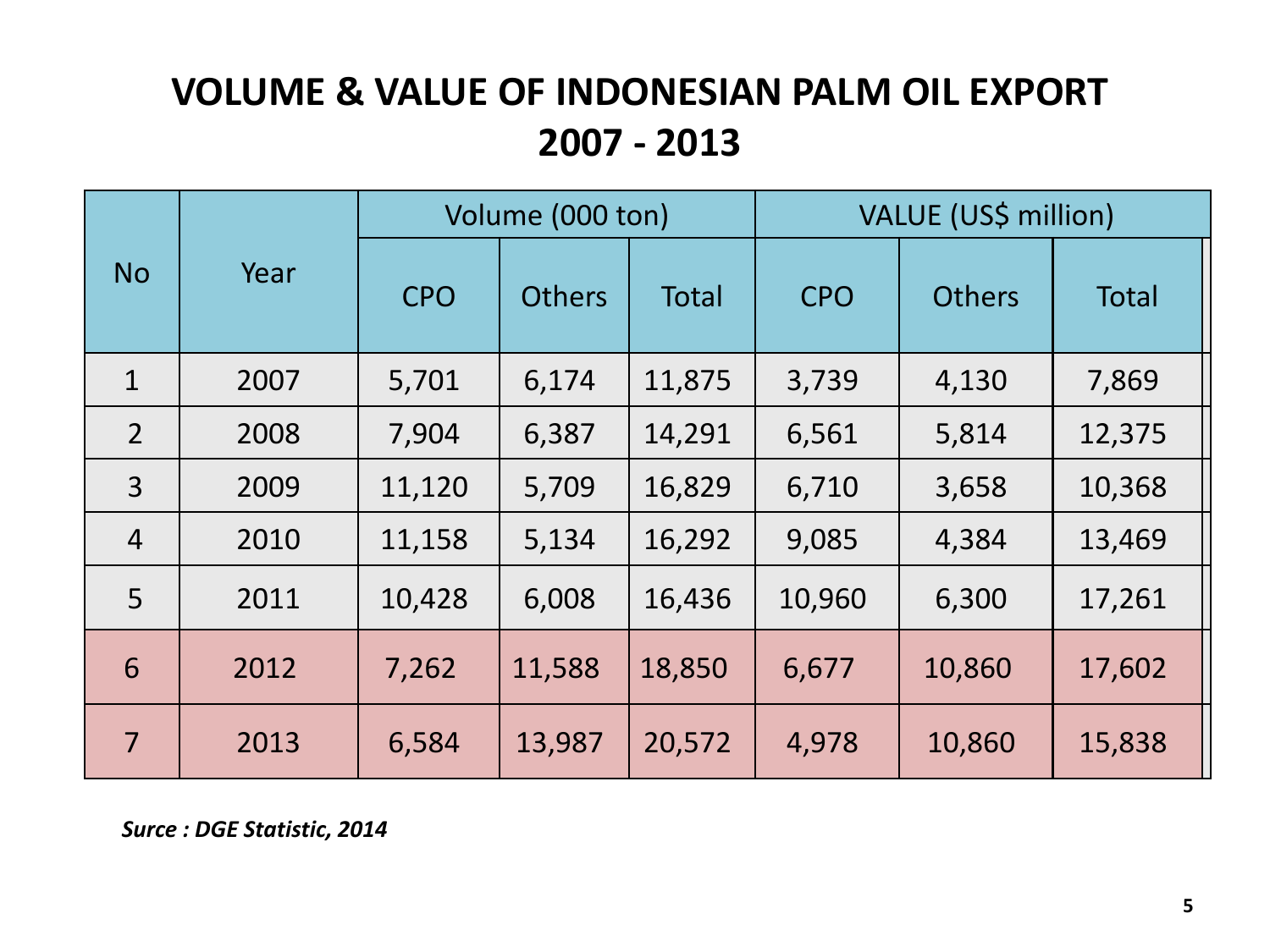# VOLUME & VALUE OF INDONESIAN PALM OIL EXPORT 2007 - 2013

| No | Year | Volume (000 ton) | | | VALUE (US$ million) | | |
|---|---|---|---|---|---|---|---|
| | | CPO | Others | Total | CPO | Others | Total |
| 1 | 2007 | 5,701 | 6,174 | 11,875 | 3,739 | 4,130 | 7,869 |
| 2 | 2008 | 7,904 | 6,387 | 14,291 | 6,561 | 5,814 | 12,375 |
| 3 | 2009 | 11,120 | 5,709 | 16,829 | 6,710 | 3,658 | 10,368 |
| 4 | 2010 | 11,158 | 5,134 | 16,292 | 9,085 | 4,384 | 13,469 |
| 5 | 2011 | 10,428 | 6,008 | 16,436 | 10,960 | 6,300 | 17,261 |
| 6 | 2012 | 7,262 | 11,588 | 18,850 | 6,677 | 10,860 | 17,602 |
| 7 | 2013 | 6,584 | 13,987 | 20,572 | 4,978 | 10,860 | 15,838 |

***Surce : DGE Statistic, 2014***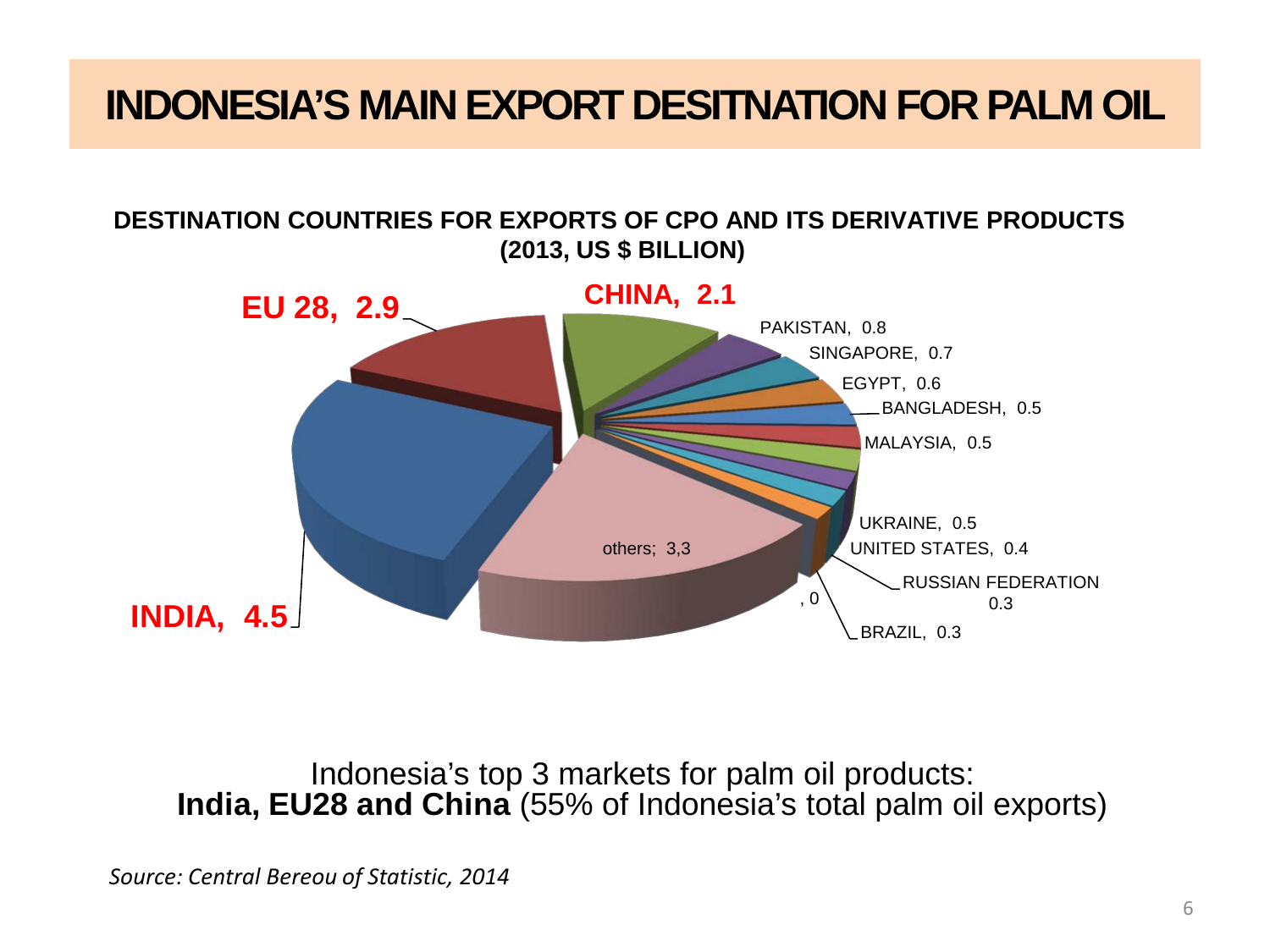# INDONESIA'S MAIN EXPORT DESITNATION FOR PALM OIL

**DESTINATION COUNTRIES FOR EXPORTS OF CPO AND ITS DERIVATIVE PRODUCTS (2013, US $ BILLION)**

| Country | Value |
|---|---|
| INDIA | 4.5 |
| EU 28 | 2.9 |
| CHINA | 2.1 |
| PAKISTAN | 0.8 |
| SINGAPORE | 0.7 |
| EGYPT | 0.6 |
| BANGLADESH | 0.5 |
| MALAYSIA | 0.5 |
| UKRAINE | 0.5 |
| UNITED STATES | 0.4 |
| RUSSIAN FEDERATION | 0.3 |
| BRAZIL | 0.3 |
| | 0 |
| others | 3,3 |

Indonesia's top 3 markets for palm oil products:
**India, EU28 and China** (55% of Indonesia's total palm oil exports)

*Source: Central Bereou of Statistic, 2014*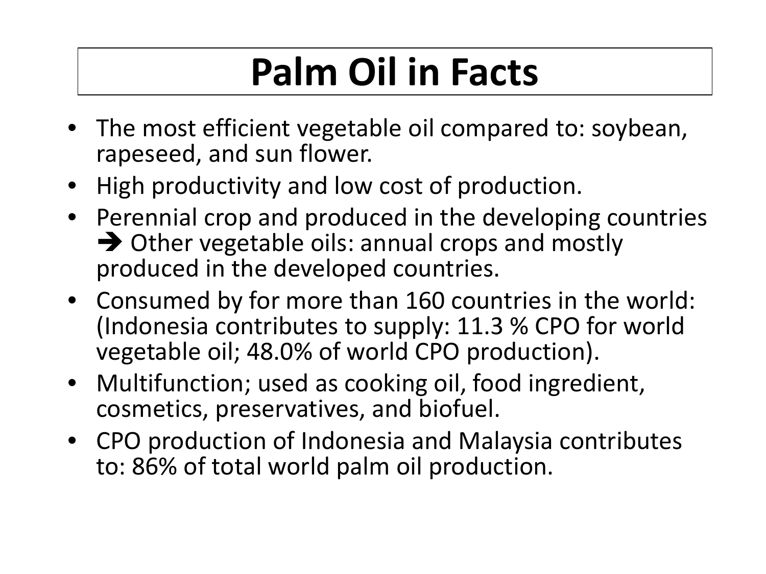# Palm Oil in Facts

- The most efficient vegetable oil compared to: soybean, rapeseed, and sun flower.
- High productivity and low cost of production.
- Perennial crop and produced in the developing countries ➔ Other vegetable oils: annual crops and mostly produced in the developed countries.
- Consumed by for more than 160 countries in the world: (Indonesia contributes to supply: 11.3 % CPO for world vegetable oil; 48.0% of world CPO production).
- Multifunction; used as cooking oil, food ingredient, cosmetics, preservatives, and biofuel.
- CPO production of Indonesia and Malaysia contributes to: 86% of total world palm oil production.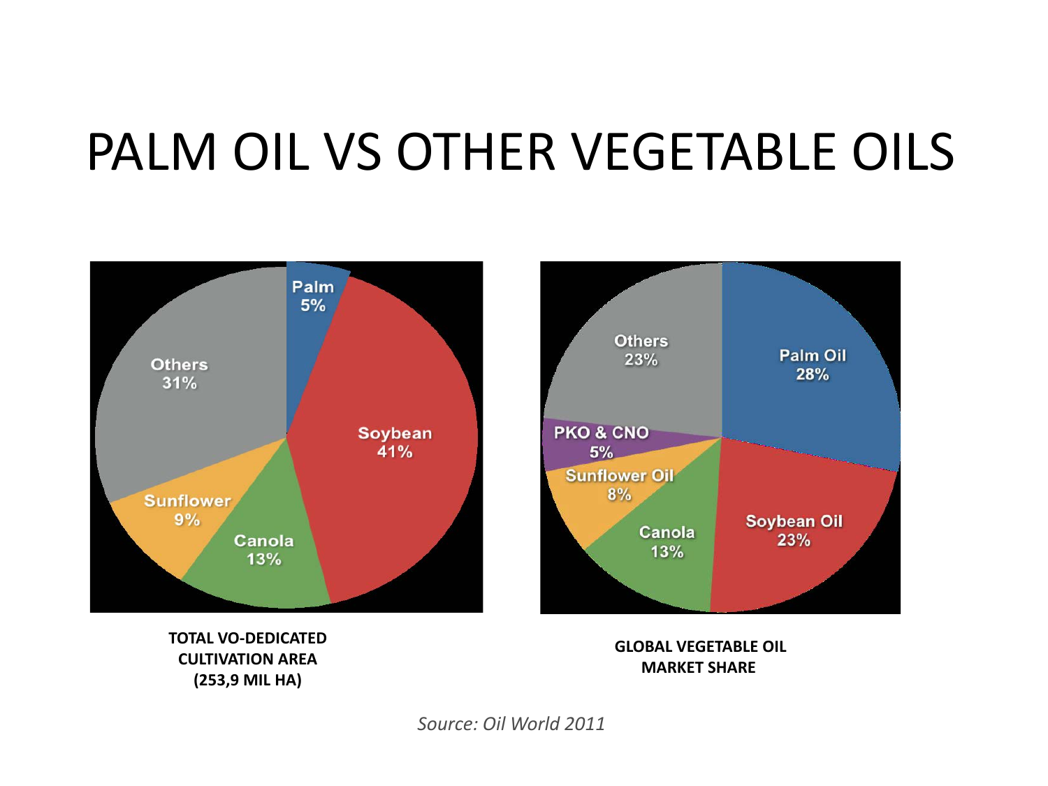# PALM OIL VS OTHER VEGETABLE OILS

| Crop | Share |
| --- | --- |
| Palm | 5% |
| Soybean | 41% |
| Canola | 13% |
| Sunflower | 9% |
| Others | 31% |

**TOTAL VO-DEDICATED CULTIVATION AREA (253,9 MIL HA)**

| Oil | Share |
| --- | --- |
| Palm Oil | 28% |
| Soybean Oil | 23% |
| Canola | 13% |
| Sunflower Oil | 8% |
| PKO & CNO | 5% |
| Others | 23% |

**GLOBAL VEGETABLE OIL MARKET SHARE**

*Source: Oil World 2011*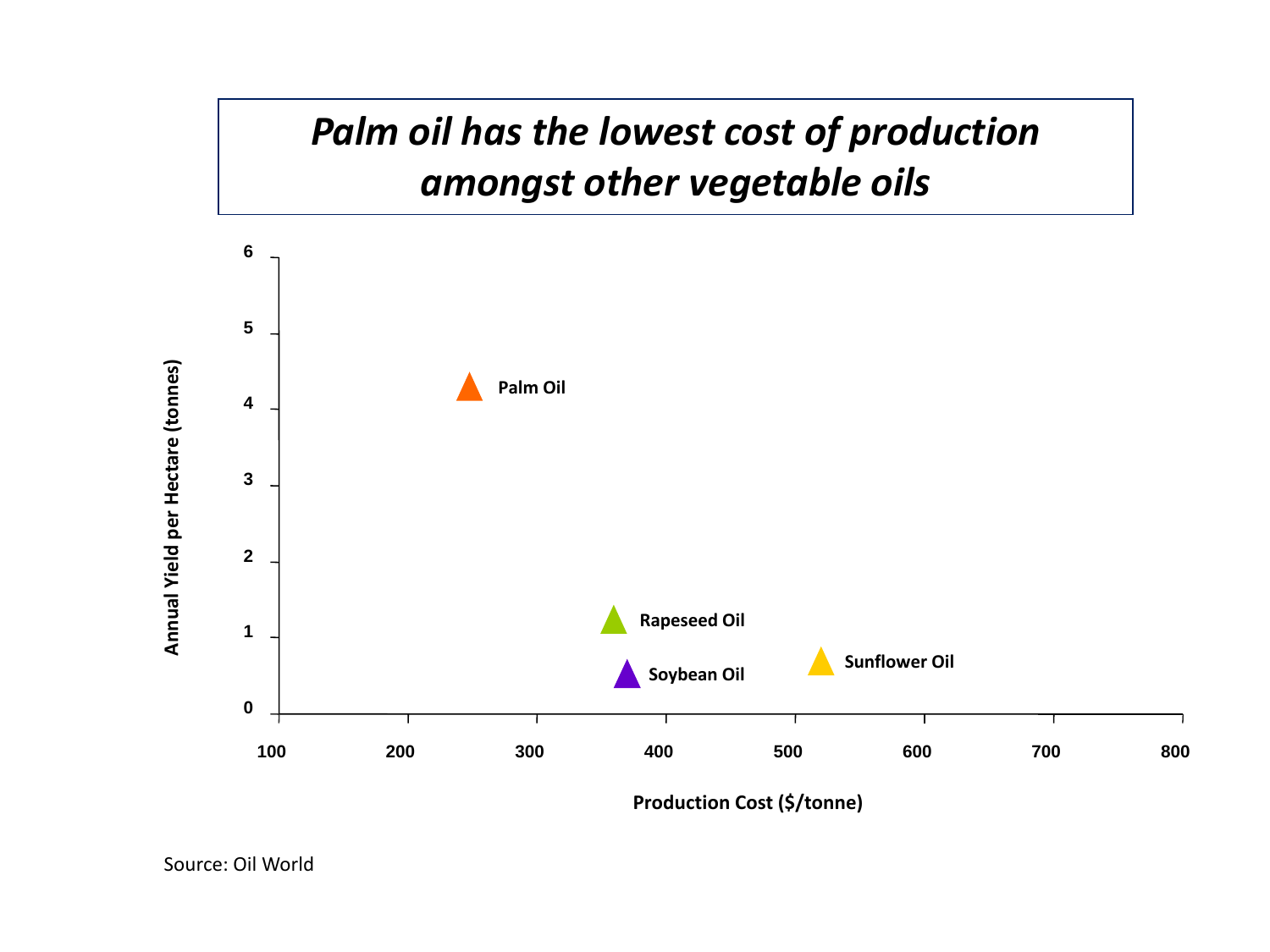# *Palm oil has the lowest cost of production amongst other vegetable oils*

Annual Yield per Hectare (tonnes)

6
5
4
3
2
1
0

Palm Oil

Rapeseed Oil

Sunflower Oil

Soybean Oil

100 200 300 400 500 600 700 800

Production Cost ($/tonne)

Source: Oil World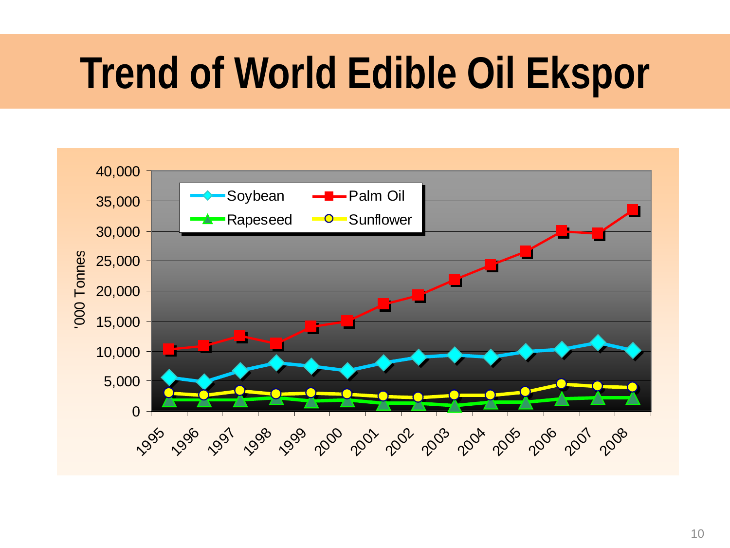# Trend of World Edible Oil Ekspor

'000 Tonnes

Legend: Soybean, Palm Oil, Rapeseed, Sunflower

Y-axis: 0, 5,000, 10,000, 15,000, 20,000, 25,000, 30,000, 35,000, 40,000

X-axis: 1995, 1996, 1997, 1998, 1999, 2000, 2001, 2002, 2003, 2004, 2005, 2006, 2007, 2008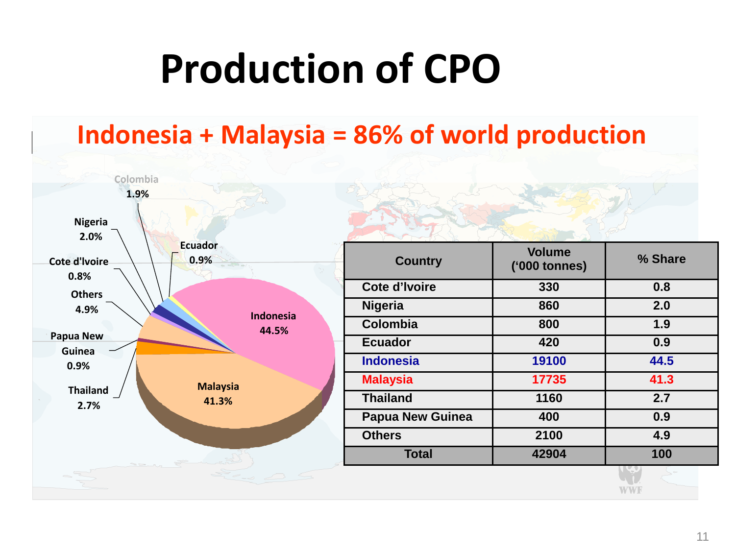# Production of CPO

## Indonesia + Malaysia = 86% of world production

| Country | Volume ('000 tonnes) | % Share |
|---|---|---|
| Cote d'Ivoire | 330 | 0.8 |
| Nigeria | 860 | 2.0 |
| Colombia | 800 | 1.9 |
| Ecuador | 420 | 0.9 |
| Indonesia | 19100 | 44.5 |
| Malaysia | 17735 | 41.3 |
| Thailand | 1160 | 2.7 |
| Papua New Guinea | 400 | 0.9 |
| Others | 2100 | 4.9 |
| Total | 42904 | 100 |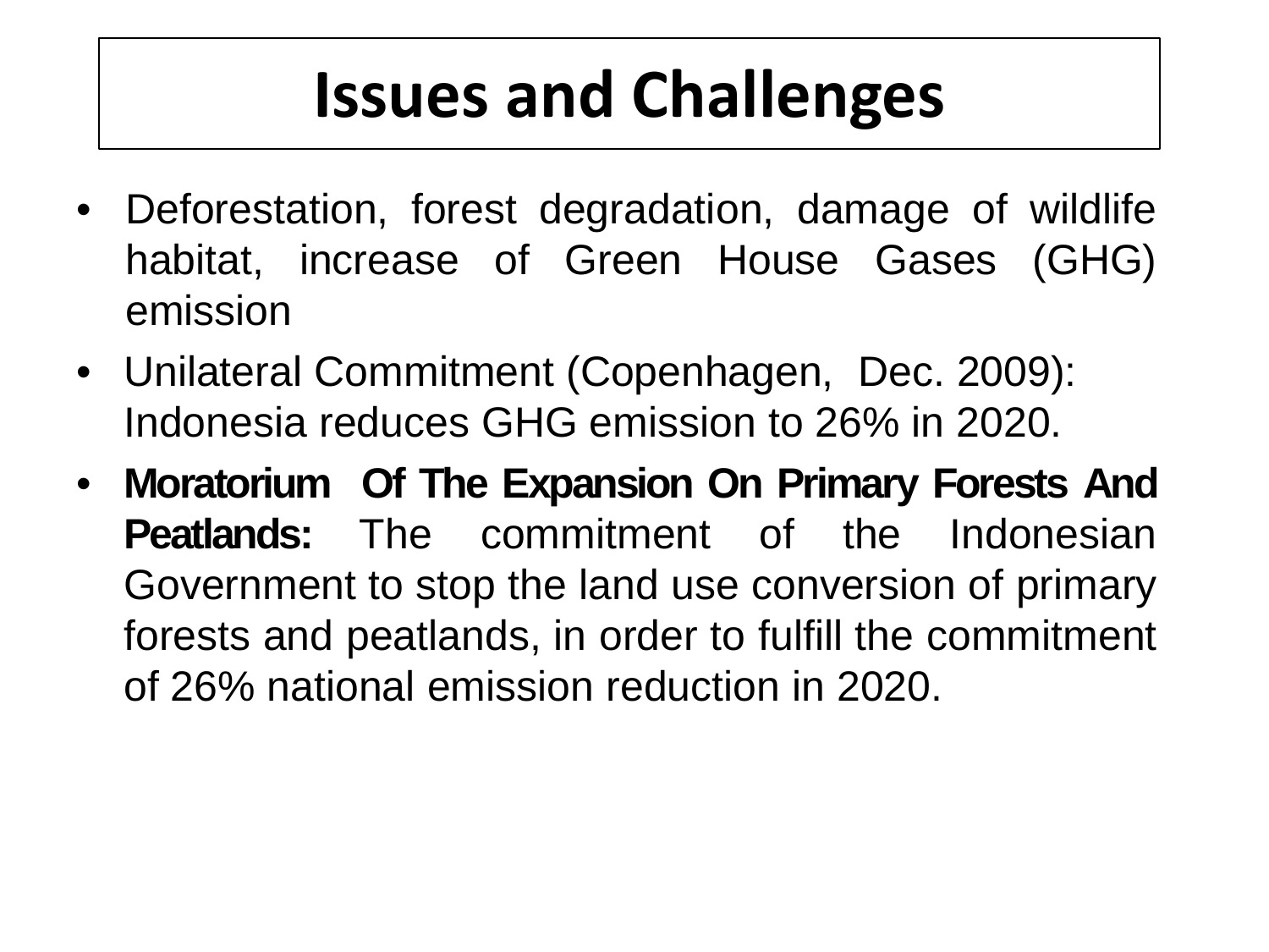# Issues and Challenges

- Deforestation, forest degradation, damage of wildlife habitat, increase of Green House Gases (GHG) emission
- Unilateral Commitment (Copenhagen, Dec. 2009): Indonesia reduces GHG emission to 26% in 2020.
- **Moratorium Of The Expansion On Primary Forests And Peatlands:** The commitment of the Indonesian Government to stop the land use conversion of primary forests and peatlands, in order to fulfill the commitment of 26% national emission reduction in 2020.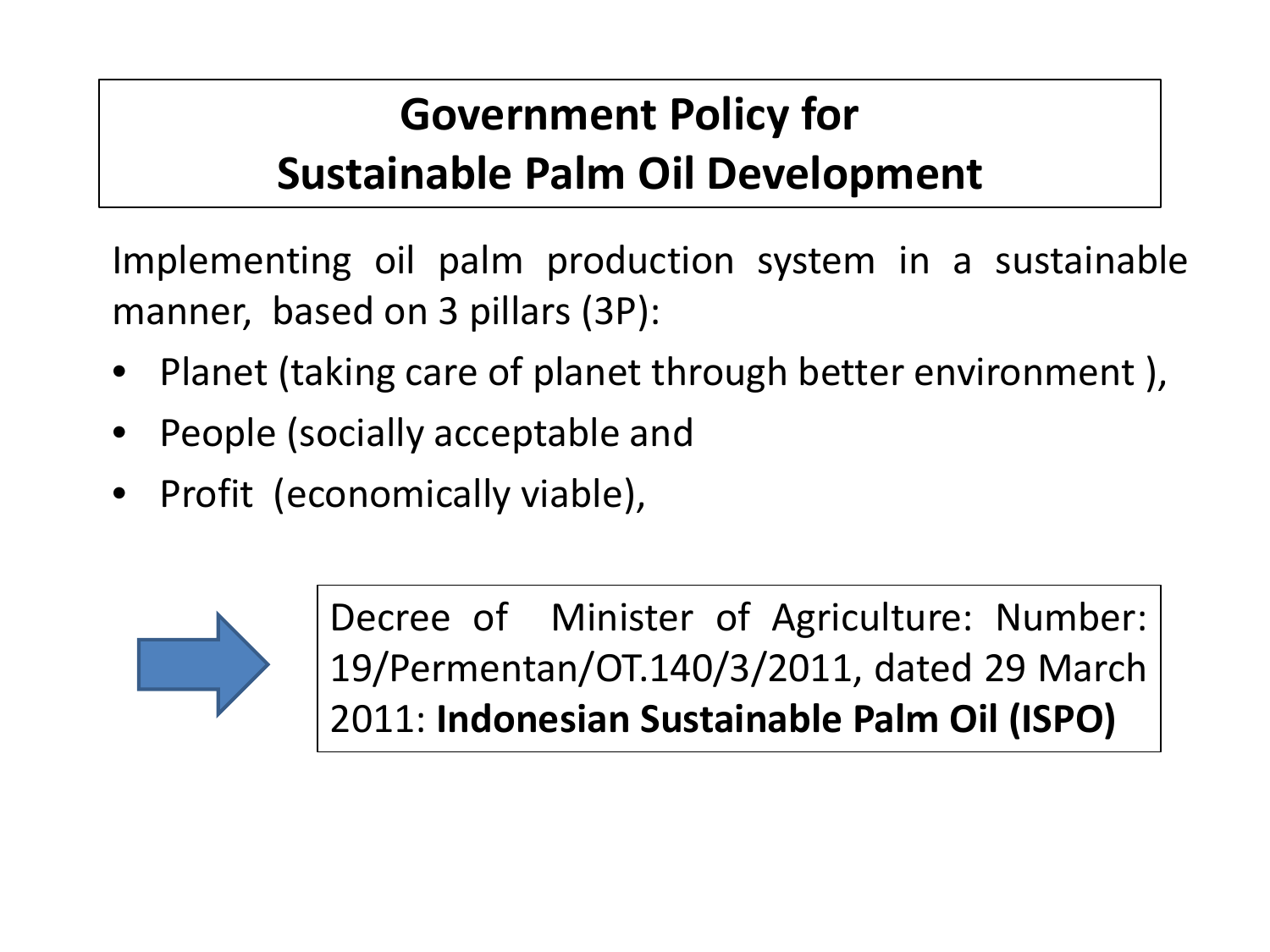# Government Policy for Sustainable Palm Oil Development

Implementing oil palm production system in a sustainable manner, based on 3 pillars (3P):

- Planet (taking care of planet through better environment ),
- People (socially acceptable and
- Profit (economically viable),

Decree of Minister of Agriculture: Number: 19/Permentan/OT.140/3/2011, dated 29 March 2011: **Indonesian Sustainable Palm Oil (ISPO)**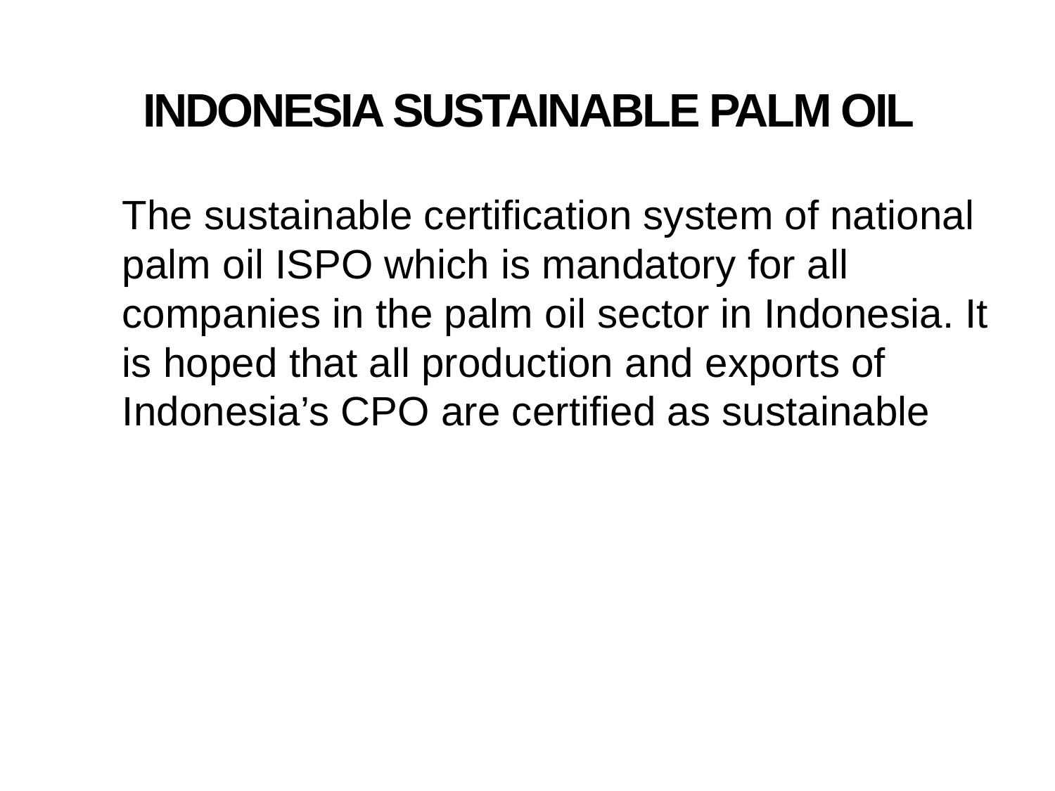# INDONESIA SUSTAINABLE PALM OIL

The sustainable certification system of national palm oil ISPO which is mandatory for all companies in the palm oil sector in Indonesia. It is hoped that all production and exports of Indonesia’s CPO are certified as sustainable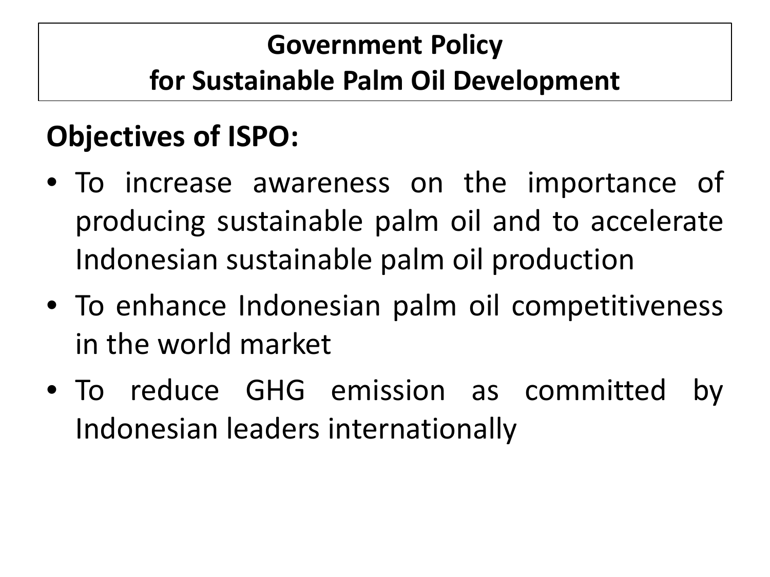# Government Policy for Sustainable Palm Oil Development

## Objectives of ISPO:

- To increase awareness on the importance of producing sustainable palm oil and to accelerate Indonesian sustainable palm oil production
- To enhance Indonesian palm oil competitiveness in the world market
- To reduce GHG emission as committed by Indonesian leaders internationally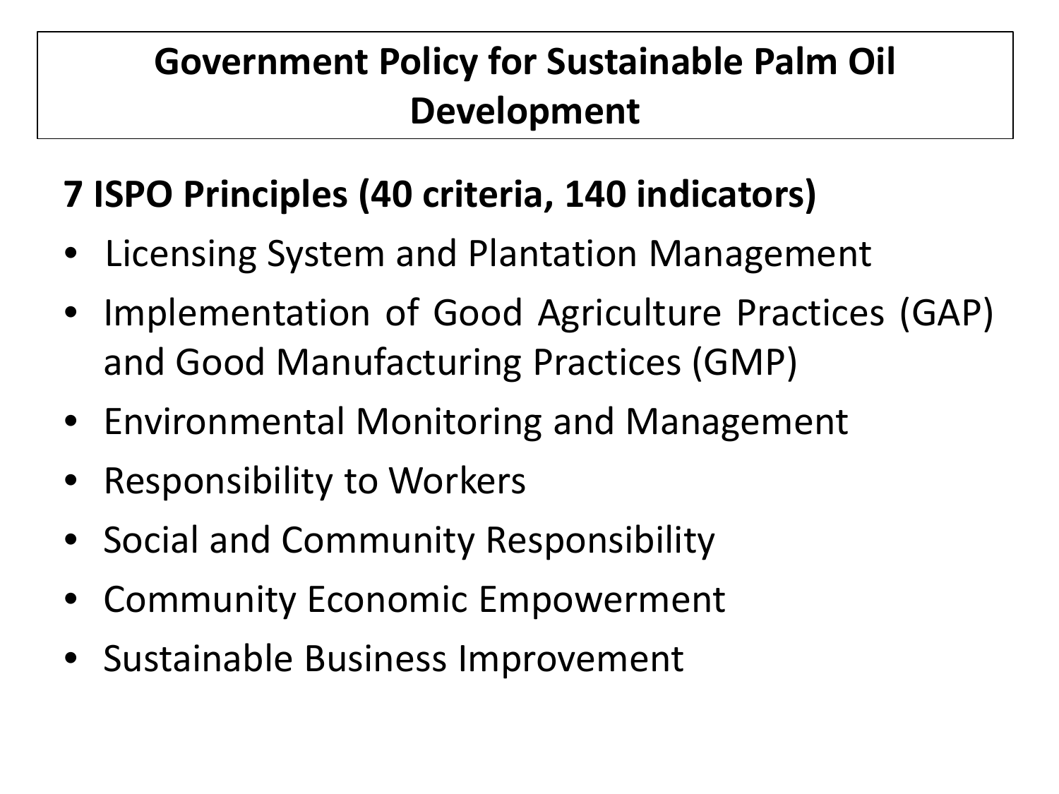# Government Policy for Sustainable Palm Oil Development

**7 ISPO Principles (40 criteria, 140 indicators)**

- Licensing System and Plantation Management
- Implementation of Good Agriculture Practices (GAP) and Good Manufacturing Practices (GMP)
- Environmental Monitoring and Management
- Responsibility to Workers
- Social and Community Responsibility
- Community Economic Empowerment
- Sustainable Business Improvement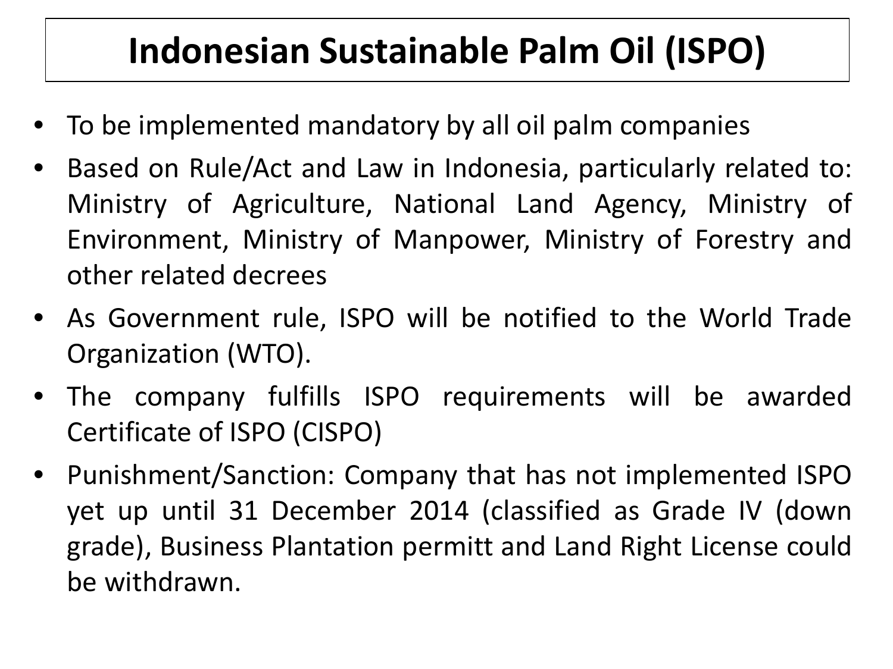# Indonesian Sustainable Palm Oil (ISPO)

- To be implemented mandatory by all oil palm companies
- Based on Rule/Act and Law in Indonesia, particularly related to: Ministry of Agriculture, National Land Agency, Ministry of Environment, Ministry of Manpower, Ministry of Forestry and other related decrees
- As Government rule, ISPO will be notified to the World Trade Organization (WTO).
- The company fulfills ISPO requirements will be awarded Certificate of ISPO (CISPO)
- Punishment/Sanction: Company that has not implemented ISPO yet up until 31 December 2014 (classified as Grade IV (down grade), Business Plantation permitt and Land Right License could be withdrawn.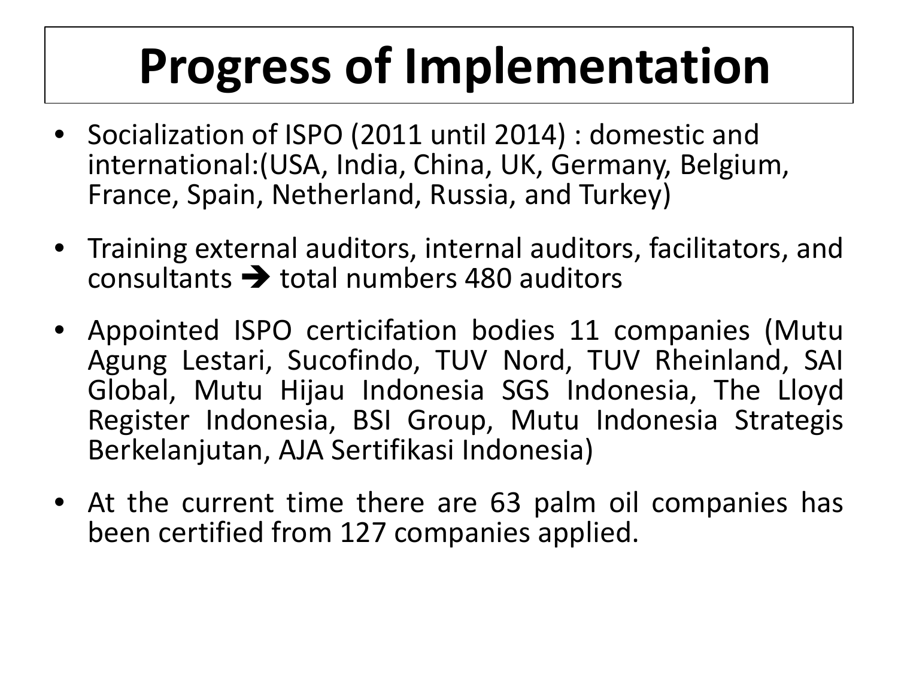# Progress of Implementation

- Socialization of ISPO (2011 until 2014) : domestic and international:(USA, India, China, UK, Germany, Belgium, France, Spain, Netherland, Russia, and Turkey)
- Training external auditors, internal auditors, facilitators, and consultants ➔ total numbers 480 auditors
- Appointed ISPO certicifation bodies 11 companies (Mutu Agung Lestari, Sucofindo, TUV Nord, TUV Rheinland, SAI Global, Mutu Hijau Indonesia SGS Indonesia, The Lloyd Register Indonesia, BSI Group, Mutu Indonesia Strategis Berkelanjutan, AJA Sertifikasi Indonesia)
- At the current time there are 63 palm oil companies has been certified from 127 companies applied.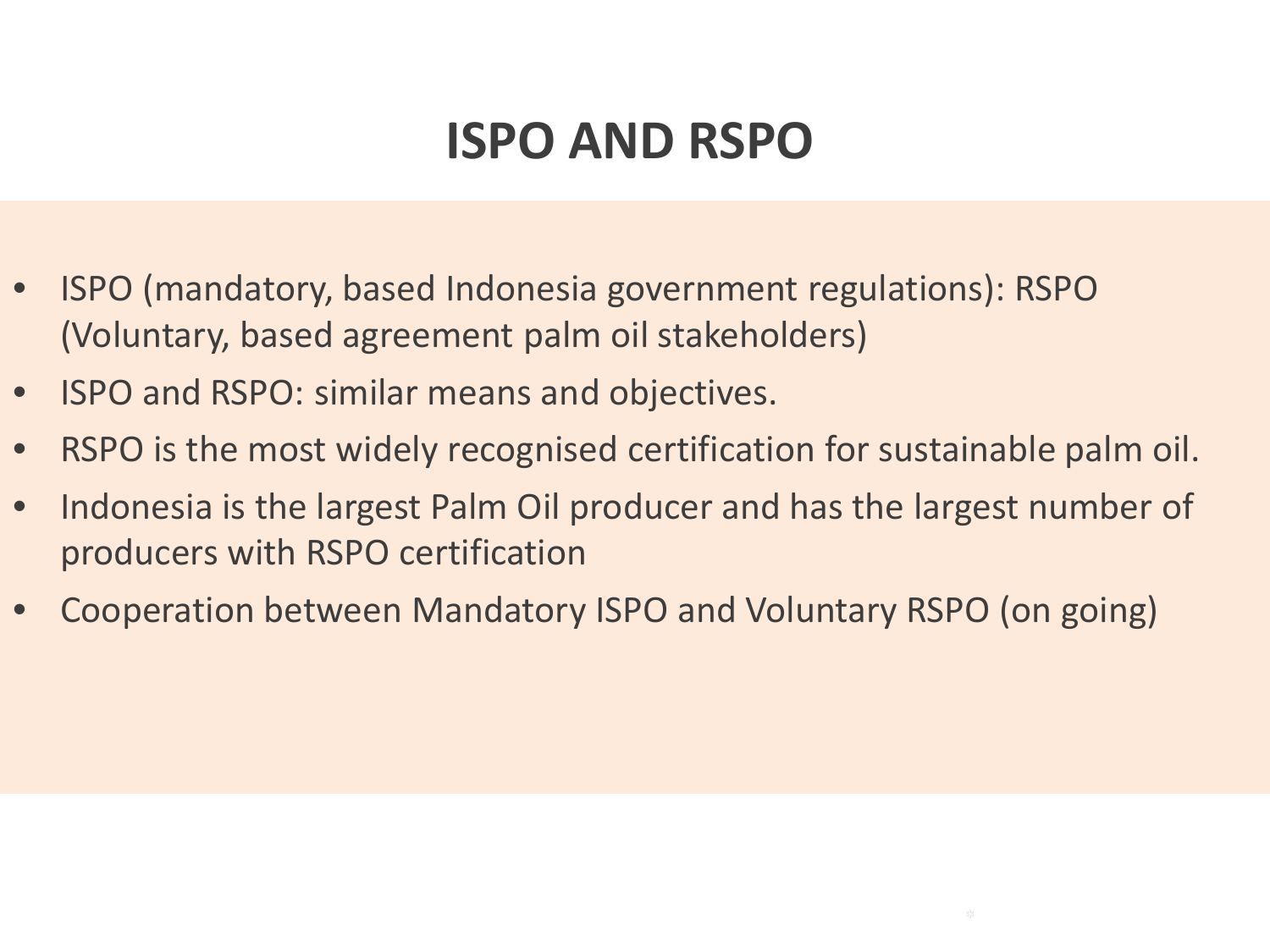# ISPO AND RSPO

- ISPO (mandatory, based Indonesia government regulations): RSPO (Voluntary, based agreement palm oil stakeholders)
- ISPO and RSPO: similar means and objectives.
- RSPO is the most widely recognised certification for sustainable palm oil.
- Indonesia is the largest Palm Oil producer and has the largest number of producers with RSPO certification
- Cooperation between Mandatory ISPO and Voluntary RSPO (on going)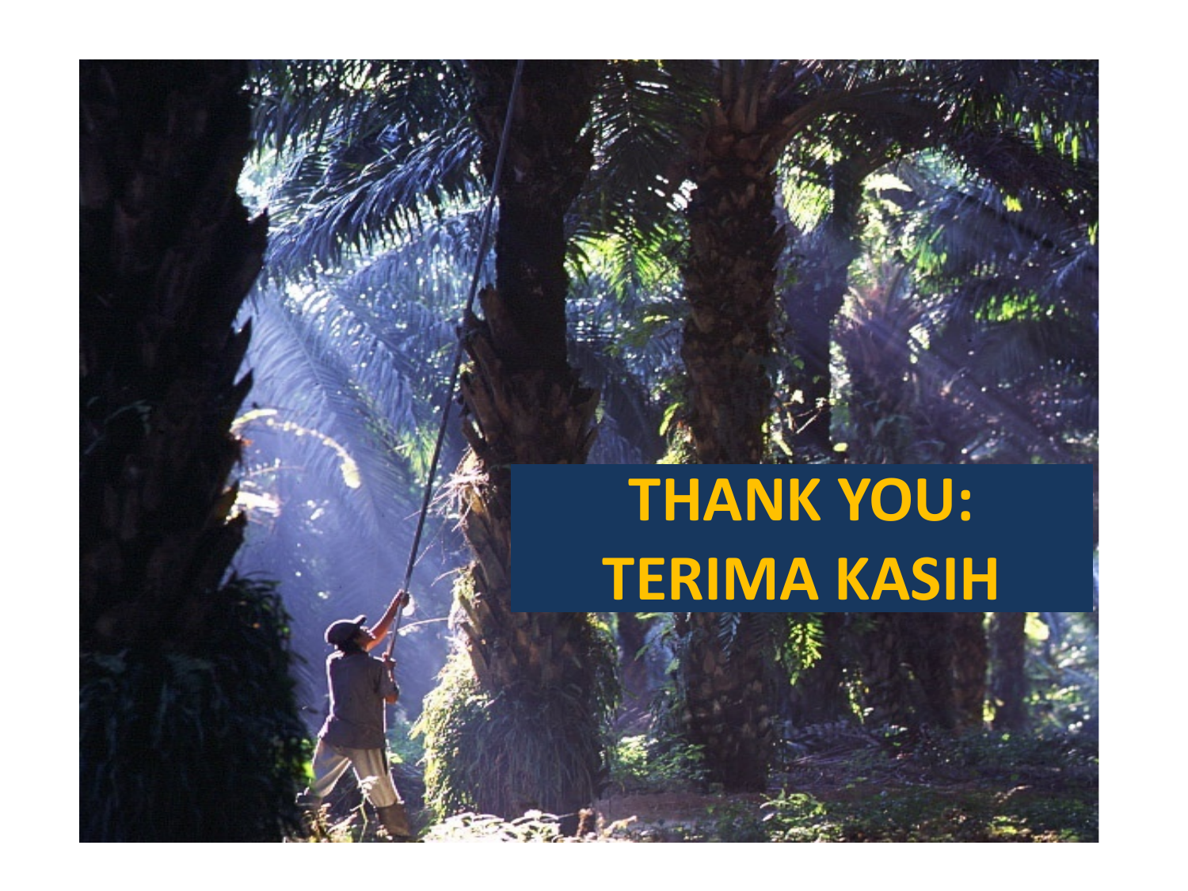**THANK YOU:**
**TERIMA KASIH**